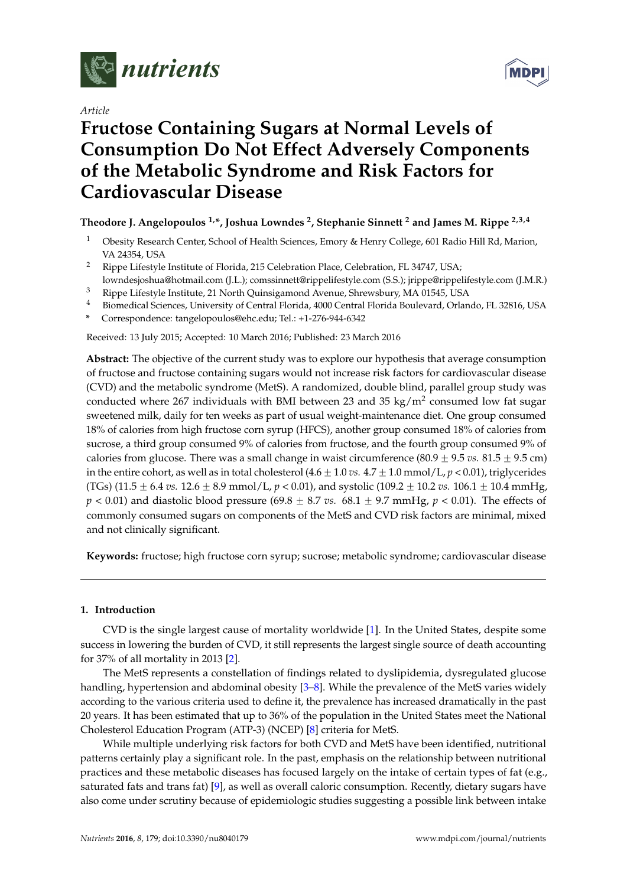*Article*

# Fructose Containing Sugars at Normal Levels of Consumption Do Not Effect Adversely Components of the Metabolic Syndrome and Risk Factors for Cardiovascular Disease

**Theodore J. Angelopoulos [1,*], Joshua Lowndes [2], Stephanie Sinnett [2] and James M. Rippe [2,3,4]**

1. Obesity Research Center, School of Health Sciences, Emory & Henry College, 601 Radio Hill Rd, Marion, VA 24354, USA
2. Rippe Lifestyle Institute of Florida, 215 Celebration Place, Celebration, FL 34747, USA; lowndesjoshua@hotmail.com (J.L.); comssinnett@rippelifestyle.com (S.S.); jrippe@rippelifestyle.com (J.M.R.)
3. Rippe Lifestyle Institute, 21 North Quinsigamond Avenue, Shrewsbury, MA 01545, USA
4. Biomedical Sciences, University of Central Florida, 4000 Central Florida Boulevard, Orlando, FL 32816, USA

\* Correspondence: tangelopoulos@ehc.edu; Tel.: +1-276-944-6342

Received: 13 July 2015; Accepted: 10 March 2016; Published: 23 March 2016

**Abstract:** The objective of the current study was to explore our hypothesis that average consumption of fructose and fructose containing sugars would not increase risk factors for cardiovascular disease (CVD) and the metabolic syndrome (MetS). A randomized, double blind, parallel group study was conducted where 267 individuals with BMI between 23 and 35 kg/m$^2$ consumed low fat sugar sweetened milk, daily for ten weeks as part of usual weight-maintenance diet. One group consumed 18% of calories from high fructose corn syrup (HFCS), another group consumed 18% of calories from sucrose, a third group consumed 9% of calories from fructose, and the fourth group consumed 9% of calories from glucose. There was a small change in waist circumference (80.9 ± 9.5 *vs.* 81.5 ± 9.5 cm) in the entire cohort, as well as in total cholesterol (4.6 ± 1.0 *vs.* 4.7 ± 1.0 mmol/L, $p < 0.01$), triglycerides (TGs) (11.5 ± 6.4 *vs.* 12.6 ± 8.9 mmol/L, $p < 0.01$), and systolic (109.2 ± 10.2 *vs.* 106.1 ± 10.4 mmHg, $p < 0.01$) and diastolic blood pressure (69.8 ± 8.7 *vs.* 68.1 ± 9.7 mmHg, $p < 0.01$). The effects of commonly consumed sugars on components of the MetS and CVD risk factors are minimal, mixed and not clinically significant.

**Keywords:** fructose; high fructose corn syrup; sucrose; metabolic syndrome; cardiovascular disease

## 1. Introduction

CVD is the single largest cause of mortality worldwide [1]. In the United States, despite some success in lowering the burden of CVD, it still represents the largest single source of death accounting for 37% of all mortality in 2013 [2].

The MetS represents a constellation of findings related to dyslipidemia, dysregulated glucose handling, hypertension and abdominal obesity [3–8]. While the prevalence of the MetS varies widely according to the various criteria used to define it, the prevalence has increased dramatically in the past 20 years. It has been estimated that up to 36% of the population in the United States meet the National Cholesterol Education Program (ATP-3) (NCEP) [8] criteria for MetS.

While multiple underlying risk factors for both CVD and MetS have been identified, nutritional patterns certainly play a significant role. In the past, emphasis on the relationship between nutritional practices and these metabolic diseases has focused largely on the intake of certain types of fat (e.g., saturated fats and trans fat) [9], as well as overall caloric consumption. Recently, dietary sugars have also come under scrutiny because of epidemiologic studies suggesting a possible link between intake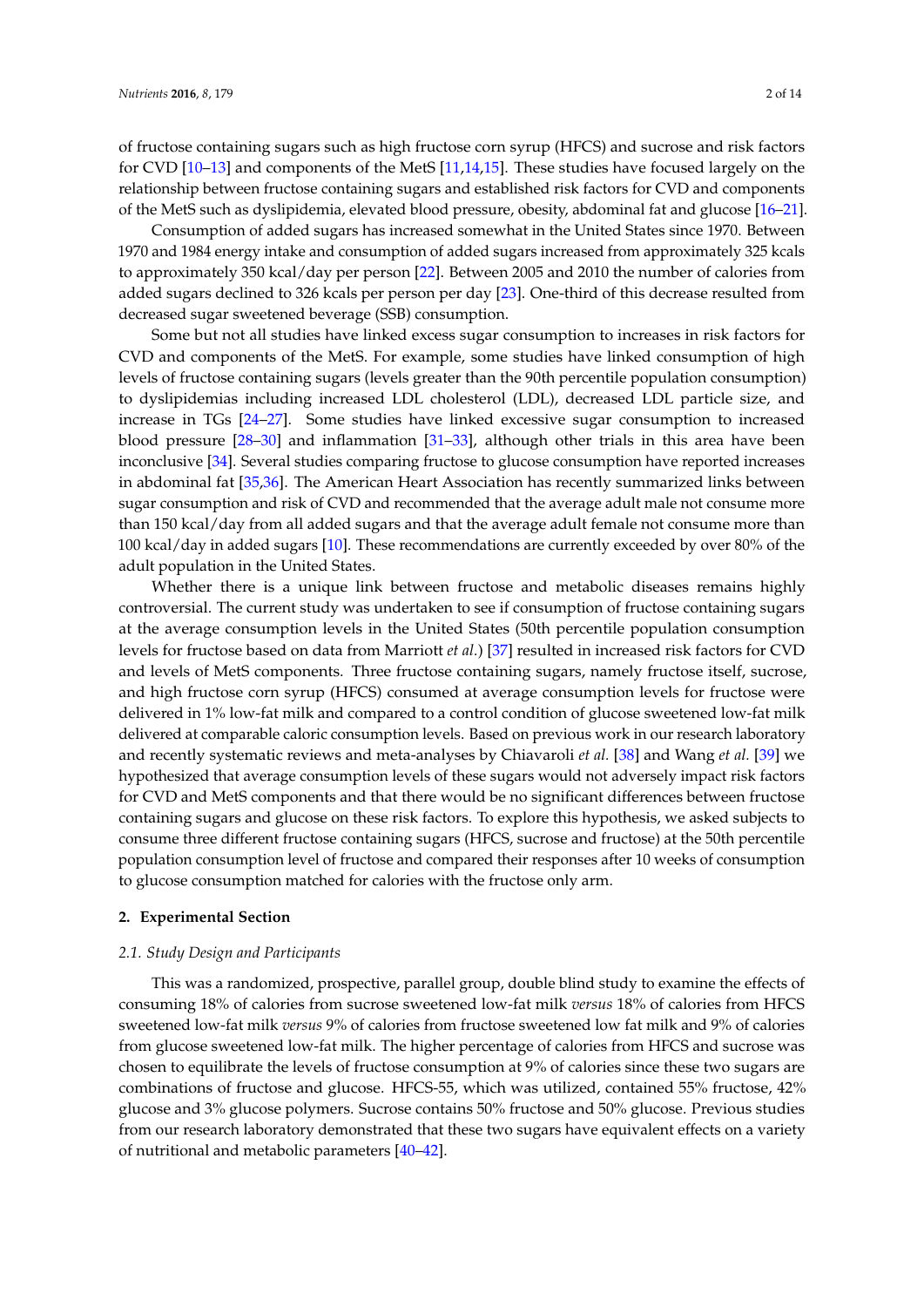of fructose containing sugars such as high fructose corn syrup (HFCS) and sucrose and risk factors for CVD [10–13] and components of the MetS [11,14,15]. These studies have focused largely on the relationship between fructose containing sugars and established risk factors for CVD and components of the MetS such as dyslipidemia, elevated blood pressure, obesity, abdominal fat and glucose [16–21].

Consumption of added sugars has increased somewhat in the United States since 1970. Between 1970 and 1984 energy intake and consumption of added sugars increased from approximately 325 kcals to approximately 350 kcal/day per person [22]. Between 2005 and 2010 the number of calories from added sugars declined to 326 kcals per person per day [23]. One-third of this decrease resulted from decreased sugar sweetened beverage (SSB) consumption.

Some but not all studies have linked excess sugar consumption to increases in risk factors for CVD and components of the MetS. For example, some studies have linked consumption of high levels of fructose containing sugars (levels greater than the 90th percentile population consumption) to dyslipidemias including increased LDL cholesterol (LDL), decreased LDL particle size, and increase in TGs [24–27]. Some studies have linked excessive sugar consumption to increased blood pressure [28–30] and inflammation [31–33], although other trials in this area have been inconclusive [34]. Several studies comparing fructose to glucose consumption have reported increases in abdominal fat [35,36]. The American Heart Association has recently summarized links between sugar consumption and risk of CVD and recommended that the average adult male not consume more than 150 kcal/day from all added sugars and that the average adult female not consume more than 100 kcal/day in added sugars [10]. These recommendations are currently exceeded by over 80% of the adult population in the United States.

Whether there is a unique link between fructose and metabolic diseases remains highly controversial. The current study was undertaken to see if consumption of fructose containing sugars at the average consumption levels in the United States (50th percentile population consumption levels for fructose based on data from Marriott *et al.*) [37] resulted in increased risk factors for CVD and levels of MetS components. Three fructose containing sugars, namely fructose itself, sucrose, and high fructose corn syrup (HFCS) consumed at average consumption levels for fructose were delivered in 1% low-fat milk and compared to a control condition of glucose sweetened low-fat milk delivered at comparable caloric consumption levels. Based on previous work in our research laboratory and recently systematic reviews and meta-analyses by Chiavaroli *et al.* [38] and Wang *et al.* [39] we hypothesized that average consumption levels of these sugars would not adversely impact risk factors for CVD and MetS components and that there would be no significant differences between fructose containing sugars and glucose on these risk factors. To explore this hypothesis, we asked subjects to consume three different fructose containing sugars (HFCS, sucrose and fructose) at the 50th percentile population consumption level of fructose and compared their responses after 10 weeks of consumption to glucose consumption matched for calories with the fructose only arm.

## 2. Experimental Section

### 2.1. Study Design and Participants

This was a randomized, prospective, parallel group, double blind study to examine the effects of consuming 18% of calories from sucrose sweetened low-fat milk *versus* 18% of calories from HFCS sweetened low-fat milk *versus* 9% of calories from fructose sweetened low fat milk and 9% of calories from glucose sweetened low-fat milk. The higher percentage of calories from HFCS and sucrose was chosen to equilibrate the levels of fructose consumption at 9% of calories since these two sugars are combinations of fructose and glucose. HFCS-55, which was utilized, contained 55% fructose, 42% glucose and 3% glucose polymers. Sucrose contains 50% fructose and 50% glucose. Previous studies from our research laboratory demonstrated that these two sugars have equivalent effects on a variety of nutritional and metabolic parameters [40–42].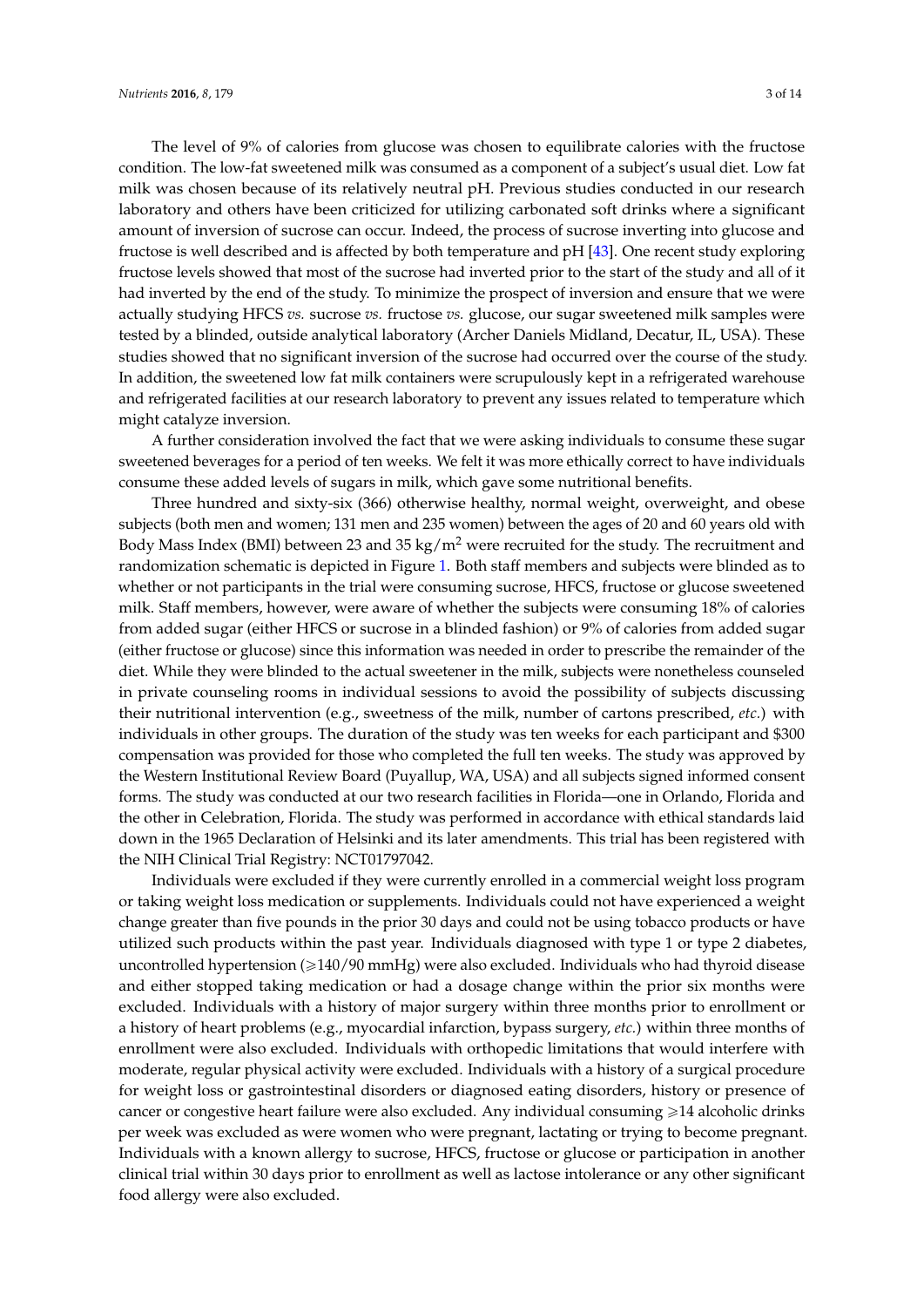The level of 9% of calories from glucose was chosen to equilibrate calories with the fructose condition. The low-fat sweetened milk was consumed as a component of a subject's usual diet. Low fat milk was chosen because of its relatively neutral pH. Previous studies conducted in our research laboratory and others have been criticized for utilizing carbonated soft drinks where a significant amount of inversion of sucrose can occur. Indeed, the process of sucrose inverting into glucose and fructose is well described and is affected by both temperature and pH [43]. One recent study exploring fructose levels showed that most of the sucrose had inverted prior to the start of the study and all of it had inverted by the end of the study. To minimize the prospect of inversion and ensure that we were actually studying HFCS *vs.* sucrose *vs.* fructose *vs.* glucose, our sugar sweetened milk samples were tested by a blinded, outside analytical laboratory (Archer Daniels Midland, Decatur, IL, USA). These studies showed that no significant inversion of the sucrose had occurred over the course of the study. In addition, the sweetened low fat milk containers were scrupulously kept in a refrigerated warehouse and refrigerated facilities at our research laboratory to prevent any issues related to temperature which might catalyze inversion.

A further consideration involved the fact that we were asking individuals to consume these sugar sweetened beverages for a period of ten weeks. We felt it was more ethically correct to have individuals consume these added levels of sugars in milk, which gave some nutritional benefits.

Three hundred and sixty-six (366) otherwise healthy, normal weight, overweight, and obese subjects (both men and women; 131 men and 235 women) between the ages of 20 and 60 years old with Body Mass Index (BMI) between 23 and 35 $kg/m^2$ were recruited for the study. The recruitment and randomization schematic is depicted in Figure 1. Both staff members and subjects were blinded as to whether or not participants in the trial were consuming sucrose, HFCS, fructose or glucose sweetened milk. Staff members, however, were aware of whether the subjects were consuming 18% of calories from added sugar (either HFCS or sucrose in a blinded fashion) or 9% of calories from added sugar (either fructose or glucose) since this information was needed in order to prescribe the remainder of the diet. While they were blinded to the actual sweetener in the milk, subjects were nonetheless counseled in private counseling rooms in individual sessions to avoid the possibility of subjects discussing their nutritional intervention (e.g., sweetness of the milk, number of cartons prescribed, *etc.*) with individuals in other groups. The duration of the study was ten weeks for each participant and $300 compensation was provided for those who completed the full ten weeks. The study was approved by the Western Institutional Review Board (Puyallup, WA, USA) and all subjects signed informed consent forms. The study was conducted at our two research facilities in Florida—one in Orlando, Florida and the other in Celebration, Florida. The study was performed in accordance with ethical standards laid down in the 1965 Declaration of Helsinki and its later amendments. This trial has been registered with the NIH Clinical Trial Registry: NCT01797042.

Individuals were excluded if they were currently enrolled in a commercial weight loss program or taking weight loss medication or supplements. Individuals could not have experienced a weight change greater than five pounds in the prior 30 days and could not be using tobacco products or have utilized such products within the past year. Individuals diagnosed with type 1 or type 2 diabetes, uncontrolled hypertension ($\geqslant$140/90 mmHg) were also excluded. Individuals who had thyroid disease and either stopped taking medication or had a dosage change within the prior six months were excluded. Individuals with a history of major surgery within three months prior to enrollment or a history of heart problems (e.g., myocardial infarction, bypass surgery, *etc.*) within three months of enrollment were also excluded. Individuals with orthopedic limitations that would interfere with moderate, regular physical activity were excluded. Individuals with a history of a surgical procedure for weight loss or gastrointestinal disorders or diagnosed eating disorders, history or presence of cancer or congestive heart failure were also excluded. Any individual consuming $\geqslant$14 alcoholic drinks per week was excluded as were women who were pregnant, lactating or trying to become pregnant. Individuals with a known allergy to sucrose, HFCS, fructose or glucose or participation in another clinical trial within 30 days prior to enrollment as well as lactose intolerance or any other significant food allergy were also excluded.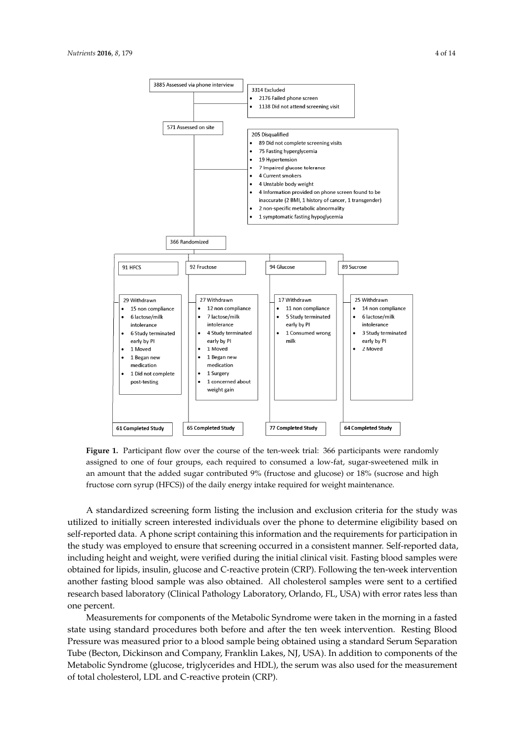3885 Assessed via phone interview

3314 Excluded
- 2176 Failed phone screen
- 1138 Did not attend screening visit

571 Assessed on site

205 Disqualified
- 89 Did not complete screening visits
- 75 Fasting hyperglycemia
- 19 Hypertension
- 7 Impaired glucose tolerance
- 4 Current smokers
- 4 Unstable body weight
- 4 Information provided on phone screen found to be inaccurate (2 BMI, 1 history of cancer, 1 transgender)
- 2 non-specific metabolic abnormality
- 1 symptomatic fasting hypoglycemia

366 Randomized

91 HFCS

29 Withdrawn
- 15 non compliance
- 6 lactose/milk intolerance
- 6 Study terminated early by PI
- 1 Moved
- 1 Began new medication
- 1 Did not complete post-testing

**61 Completed Study**

92 Fructose

27 Withdrawn
- 12 non compliance
- 7 lactose/milk intolerance
- 4 Study terminated early by PI
- 1 Moved
- 1 Began new medication
- 1 Surgery
- 1 concerned about weight gain

**65 Completed Study**

94 Glucose

17 Withdrawn
- 11 non compliance
- 5 Study terminated early by PI
- 1 Consumed wrong milk

**77 Completed Study**

89 Sucrose

25 Withdrawn
- 14 non compliance
- 6 lactose/milk intolerance
- 3 Study terminated early by PI
- 2 Moved

**64 Completed Study**

**Figure 1.** Participant flow over the course of the ten-week trial: 366 participants were randomly assigned to one of four groups, each required to consumed a low-fat, sugar-sweetened milk in an amount that the added sugar contributed 9% (fructose and glucose) or 18% (sucrose and high fructose corn syrup (HFCS)) of the daily energy intake required for weight maintenance.

A standardized screening form listing the inclusion and exclusion criteria for the study was utilized to initially screen interested individuals over the phone to determine eligibility based on self-reported data. A phone script containing this information and the requirements for participation in the study was employed to ensure that screening occurred in a consistent manner. Self-reported data, including height and weight, were verified during the initial clinical visit. Fasting blood samples were obtained for lipids, insulin, glucose and C-reactive protein (CRP). Following the ten-week intervention another fasting blood sample was also obtained. All cholesterol samples were sent to a certified research based laboratory (Clinical Pathology Laboratory, Orlando, FL, USA) with error rates less than one percent.

Measurements for components of the Metabolic Syndrome were taken in the morning in a fasted state using standard procedures both before and after the ten week intervention. Resting Blood Pressure was measured prior to a blood sample being obtained using a standard Serum Separation Tube (Becton, Dickinson and Company, Franklin Lakes, NJ, USA). In addition to components of the Metabolic Syndrome (glucose, triglycerides and HDL), the serum was also used for the measurement of total cholesterol, LDL and C-reactive protein (CRP).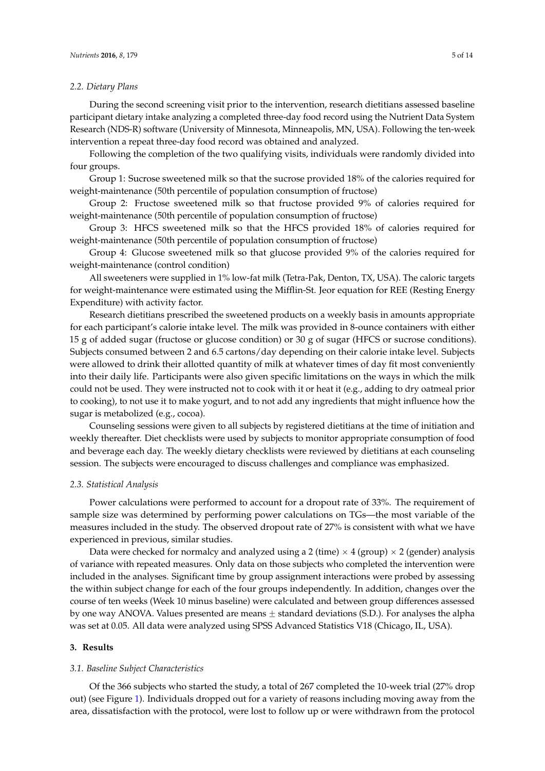### 2.2. Dietary Plans

During the second screening visit prior to the intervention, research dietitians assessed baseline participant dietary intake analyzing a completed three-day food record using the Nutrient Data System Research (NDS-R) software (University of Minnesota, Minneapolis, MN, USA). Following the ten-week intervention a repeat three-day food record was obtained and analyzed.

Following the completion of the two qualifying visits, individuals were randomly divided into four groups.

Group 1: Sucrose sweetened milk so that the sucrose provided 18% of the calories required for weight-maintenance (50th percentile of population consumption of fructose)

Group 2: Fructose sweetened milk so that fructose provided 9% of calories required for weight-maintenance (50th percentile of population consumption of fructose)

Group 3: HFCS sweetened milk so that the HFCS provided 18% of calories required for weight-maintenance (50th percentile of population consumption of fructose)

Group 4: Glucose sweetened milk so that glucose provided 9% of the calories required for weight-maintenance (control condition)

All sweeteners were supplied in 1% low-fat milk (Tetra-Pak, Denton, TX, USA). The caloric targets for weight-maintenance were estimated using the Mifflin-St. Jeor equation for REE (Resting Energy Expenditure) with activity factor.

Research dietitians prescribed the sweetened products on a weekly basis in amounts appropriate for each participant's calorie intake level. The milk was provided in 8-ounce containers with either 15 g of added sugar (fructose or glucose condition) or 30 g of sugar (HFCS or sucrose conditions). Subjects consumed between 2 and 6.5 cartons/day depending on their calorie intake level. Subjects were allowed to drink their allotted quantity of milk at whatever times of day fit most conveniently into their daily life. Participants were also given specific limitations on the ways in which the milk could not be used. They were instructed not to cook with it or heat it (e.g., adding to dry oatmeal prior to cooking), to not use it to make yogurt, and to not add any ingredients that might influence how the sugar is metabolized (e.g., cocoa).

Counseling sessions were given to all subjects by registered dietitians at the time of initiation and weekly thereafter. Diet checklists were used by subjects to monitor appropriate consumption of food and beverage each day. The weekly dietary checklists were reviewed by dietitians at each counseling session. The subjects were encouraged to discuss challenges and compliance was emphasized.

### 2.3. Statistical Analysis

Power calculations were performed to account for a dropout rate of 33%. The requirement of sample size was determined by performing power calculations on TGs—the most variable of the measures included in the study. The observed dropout rate of 27% is consistent with what we have experienced in previous, similar studies.

Data were checked for normalcy and analyzed using a 2 (time) $\times$ 4 (group) $\times$ 2 (gender) analysis of variance with repeated measures. Only data on those subjects who completed the intervention were included in the analyses. Significant time by group assignment interactions were probed by assessing the within subject change for each of the four groups independently. In addition, changes over the course of ten weeks (Week 10 minus baseline) were calculated and between group differences assessed by one way ANOVA. Values presented are means $\pm$ standard deviations (S.D.). For analyses the alpha was set at 0.05. All data were analyzed using SPSS Advanced Statistics V18 (Chicago, IL, USA).

## 3. Results

### 3.1. Baseline Subject Characteristics

Of the 366 subjects who started the study, a total of 267 completed the 10-week trial (27% drop out) (see Figure 1). Individuals dropped out for a variety of reasons including moving away from the area, dissatisfaction with the protocol, were lost to follow up or were withdrawn from the protocol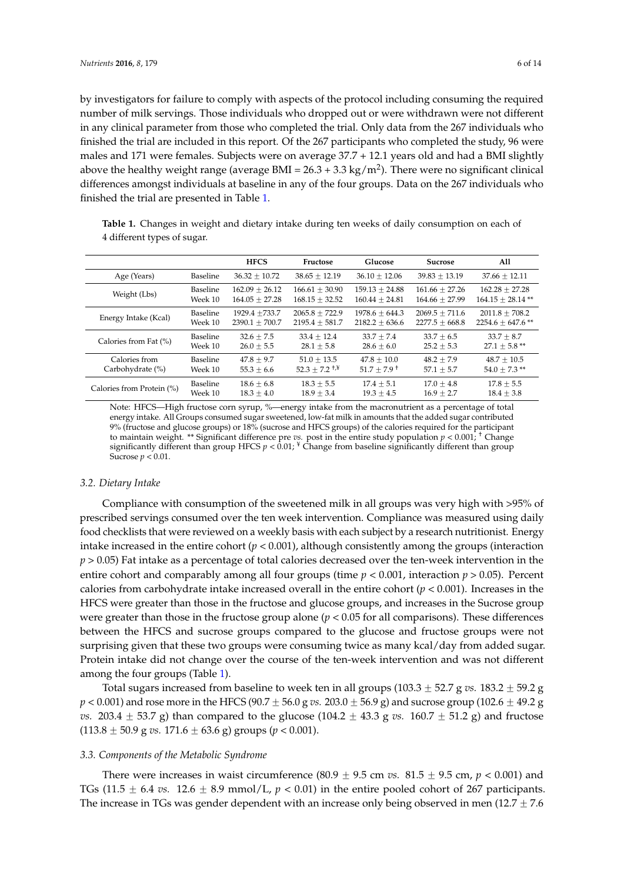by investigators for failure to comply with aspects of the protocol including consuming the required number of milk servings. Those individuals who dropped out or were withdrawn were not different in any clinical parameter from those who completed the trial. Only data from the 267 individuals who finished the trial are included in this report. Of the 267 participants who completed the study, 96 were males and 171 were females. Subjects were on average 37.7 + 12.1 years old and had a BMI slightly above the healthy weight range (average BMI = 26.3 + 3.3 kg/m$^2$). There were no significant clinical differences amongst individuals at baseline in any of the four groups. Data on the 267 individuals who finished the trial are presented in Table 1.

**Table 1.** Changes in weight and dietary intake during ten weeks of daily consumption on each of 4 different types of sugar.

| | | HFCS | Fructose | Glucose | Sucrose | All |
|---|---|---|---|---|---|---|
| Age (Years) | Baseline | 36.32 ± 10.72 | 38.65 ± 12.19 | 36.10 ± 12.06 | 39.83 ± 13.19 | 37.66 ± 12.11 |
| Weight (Lbs) | Baseline | 162.09 ± 26.12 | 166.61 ± 30.90 | 159.13 ± 24.88 | 161.66 ± 27.26 | 162.28 ± 27.28 |
| | Week 10 | 164.05 ± 27.28 | 168.15 ± 32.52 | 160.44 ± 24.81 | 164.66 ± 27.99 | 164.15 ± 28.14 ** |
| Energy Intake (Kcal) | Baseline | 1929.4 ±733.7 | 2065.8 ± 722.9 | 1978.6 ± 644.3 | 2069.5 ± 711.6 | 2011.8 ± 708.2 |
| | Week 10 | 2390.1 ± 700.7 | 2195.4 ± 581.7 | 2182.2 ± 636.6 | 2277.5 ± 668.8 | 2254.6 ± 647.6 ** |
| Calories from Fat (%) | Baseline | 32.6 ± 7.5 | 33.4 ± 12.4 | 33.7 ± 7.4 | 33.7 ± 6.5 | 33.7 ± 8.7 |
| | Week 10 | 26.0 ± 5.5 | 28.1 ± 5.8 | 28.6 ± 6.0 | 25.2 ± 5.3 | 27.1 ± 5.8 ** |
| Calories from Carbohydrate (%) | Baseline | 47.8 ± 9.7 | 51.0 ± 13.5 | 47.8 ± 10.0 | 48.2 ± 7.9 | 48.7 ± 10.5 |
| | Week 10 | 55.3 ± 6.6 | 52.3 ± 7.2 †,¥ | 51.7 ± 7.9 † | 57.1 ± 5.7 | 54.0 ± 7.3 ** |
| Calories from Protein (%) | Baseline | 18.6 ± 6.8 | 18.3 ± 5.5 | 17.4 ± 5.1 | 17.0 ± 4.8 | 17.8 ± 5.5 |
| | Week 10 | 18.3 ± 4.0 | 18.9 ± 3.4 | 19.3 ± 4.5 | 16.9 ± 2.7 | 18.4 ± 3.8 |

Note: HFCS—High fructose corn syrup, %—energy intake from the macronutrient as a percentage of total energy intake. All Groups consumed sugar sweetened, low-fat milk in amounts that the added sugar contributed 9% (fructose and glucose groups) or 18% (sucrose and HFCS groups) of the calories required for the participant to maintain weight. ** Significant difference pre *vs.* post in the entire study population $p < 0.001$; † Change significantly different than group HFCS $p < 0.01$; ¥ Change from baseline significantly different than group Sucrose $p < 0.01$.

### 3.2. Dietary Intake

Compliance with consumption of the sweetened milk in all groups was very high with >95% of prescribed servings consumed over the ten week intervention. Compliance was measured using daily food checklists that were reviewed on a weekly basis with each subject by a research nutritionist. Energy intake increased in the entire cohort ($p < 0.001$), although consistently among the groups (interaction $p > 0.05$) Fat intake as a percentage of total calories decreased over the ten-week intervention in the entire cohort and comparably among all four groups (time $p < 0.001$, interaction $p > 0.05$). Percent calories from carbohydrate intake increased overall in the entire cohort ($p < 0.001$). Increases in the HFCS were greater than those in the fructose and glucose groups, and increases in the Sucrose group were greater than those in the fructose group alone ($p < 0.05$ for all comparisons). These differences between the HFCS and sucrose groups compared to the glucose and fructose groups were not surprising given that these two groups were consuming twice as many kcal/day from added sugar. Protein intake did not change over the course of the ten-week intervention and was not different among the four groups (Table 1).

Total sugars increased from baseline to week ten in all groups (103.3 ± 52.7 g *vs.* 183.2 ± 59.2 g $p < 0.001$) and rose more in the HFCS (90.7 ± 56.0 g *vs.* 203.0 ± 56.9 g) and sucrose group (102.6 ± 49.2 g *vs.* 203.4 ± 53.7 g) than compared to the glucose (104.2 ± 43.3 g *vs.* 160.7 ± 51.2 g) and fructose (113.8 ± 50.9 g *vs.* 171.6 ± 63.6 g) groups ($p < 0.001$).

### 3.3. Components of the Metabolic Syndrome

There were increases in waist circumference (80.9 ± 9.5 cm *vs.* 81.5 ± 9.5 cm, $p < 0.001$) and TGs (11.5 ± 6.4 *vs.* 12.6 ± 8.9 mmol/L, $p < 0.01$) in the entire pooled cohort of 267 participants. The increase in TGs was gender dependent with an increase only being observed in men (12.7 ± 7.6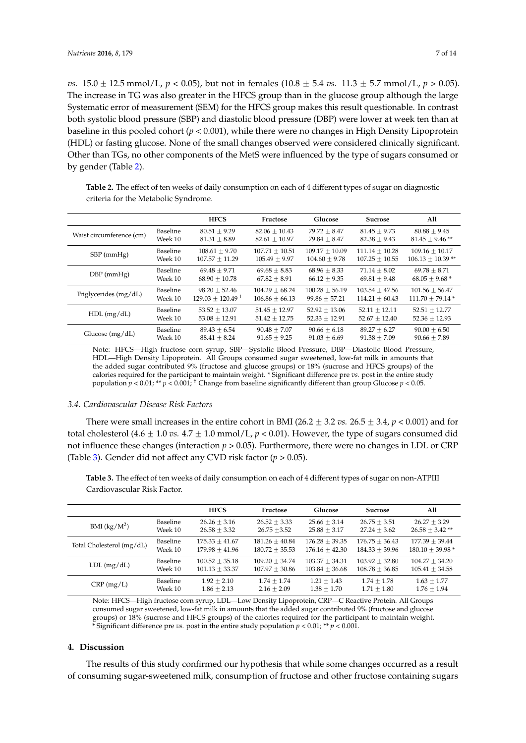*vs.* 15.0 ± 12.5 mmol/L, $p < 0.05$), but not in females (10.8 ± 5.4 *vs.* 11.3 ± 5.7 mmol/L, $p > 0.05$). The increase in TG was also greater in the HFCS group than in the glucose group although the large Systematic error of measurement (SEM) for the HFCS group makes this result questionable. In contrast both systolic blood pressure (SBP) and diastolic blood pressure (DBP) were lower at week ten than at baseline in this pooled cohort ($p < 0.001$), while there were no changes in High Density Lipoprotein (HDL) or fasting glucose. None of the small changes observed were considered clinically significant. Other than TGs, no other components of the MetS were influenced by the type of sugars consumed or by gender (Table 2).

**Table 2.** The effect of ten weeks of daily consumption on each of 4 different types of sugar on diagnostic criteria for the Metabolic Syndrome.

| | | HFCS | Fructose | Glucose | Sucrose | All |
|---|---|---|---|---|---|---|
| Waist circumference (cm) | Baseline | 80.51 ± 9.29 | 82.06 ± 10.43 | 79.72 ± 8.47 | 81.45 ± 9.73 | 80.88 ± 9.45 |
| | Week 10 | 81.31 ± 8.89 | 82.61 ± 10.97 | 79.84 ± 8.47 | 82.38 ± 9.43 | 81.45 ± 9.46 ** |
| SBP (mmHg) | Baseline | 108.61 ± 9.70 | 107.71 ± 10.51 | 109.17 ± 10.09 | 111.14 ± 10.28 | 109.16 ± 10.17 |
| | Week 10 | 107.57 ± 11.29 | 105.49 ± 9.97 | 104.60 ± 9.78 | 107.25 ± 10.55 | 106.13 ± 10.39 ** |
| DBP (mmHg) | Baseline | 69.48 ± 9.71 | 69.68 ± 8.83 | 68.96 ± 8.33 | 71.14 ± 8.02 | 69.78 ± 8.71 |
| | Week 10 | 68.90 ± 10.78 | 67.82 ± 8.91 | 66.12 ± 9.35 | 69.81 ± 9.48 | 68.05 ± 9.68 * |
| Triglycerides (mg/dL) | Baseline | 98.20 ± 52.46 | 104.29 ± 68.24 | 100.28 ± 56.19 | 103.54 ± 47.56 | 101.56 ± 56.47 |
| | Week 10 | 129.03 ± 120.49 † | 106.86 ± 66.13 | 99.86 ± 57.21 | 114.21 ± 60.43 | 111.70 ± 79.14 * |
| HDL (mg/dL) | Baseline | 53.52 ± 13.07 | 51.45 ± 12.97 | 52.92 ± 13.06 | 52.11 ± 12.11 | 52.51 ± 12.77 |
| | Week 10 | 53.08 ± 12.91 | 51.42 ± 12.75 | 52.33 ± 12.91 | 52.67 ± 12.40 | 52.36 ± 12.93 |
| Glucose (mg/dL) | Baseline | 89.43 ± 6.54 | 90.48 ± 7.07 | 90.66 ± 6.18 | 89.27 ± 6.27 | 90.00 ± 6.50 |
| | Week 10 | 88.41 ± 8.24 | 91.65 ± 9.25 | 91.03 ± 6.69 | 91.38 ± 7.09 | 90.66 ± 7.89 |

Note: HFCS—High fructose corn syrup, SBP—Systolic Blood Pressure, DBP—Diastolic Blood Pressure, HDL—High Density Lipoprotein. All Groups consumed sugar sweetened, low-fat milk in amounts that the added sugar contributed 9% (fructose and glucose groups) or 18% (sucrose and HFCS groups) of the calories required for the participant to maintain weight. * Significant difference pre *vs.* post in the entire study population $p < 0.01$; ** $p < 0.001$; † Change from baseline significantly different than group Glucose $p < 0.05$.

### 3.4. Cardiovascular Disease Risk Factors

There were small increases in the entire cohort in BMI (26.2 ± 3.2 *vs.* 26.5 ± 3.4, $p < 0.001$) and for total cholesterol (4.6 ± 1.0 *vs.* 4.7 ± 1.0 mmol/L, $p < 0.01$). However, the type of sugars consumed did not influence these changes (interaction $p > 0.05$). Furthermore, there were no changes in LDL or CRP (Table 3). Gender did not affect any CVD risk factor ($p > 0.05$).

**Table 3.** The effect of ten weeks of daily consumption on each of 4 different types of sugar on non-ATPIII Cardiovascular Risk Factor.

| | | HFCS | Fructose | Glucose | Sucrose | All |
|---|---|---|---|---|---|---|
| BMI (kg/M$^2$) | Baseline | 26.26 ± 3.16 | 26.52 ± 3.33 | 25.66 ± 3.14 | 26.75 ± 3.51 | 26.27 ± 3.29 |
| | Week 10 | 26.58 ± 3.32 | 26.75 ±3.52 | 25.88 ± 3.17 | 27.24 ± 3.62 | 26.58 ± 3.42 ** |
| Total Cholesterol (mg/dL) | Baseline | 175.33 ± 41.67 | 181.26 ± 40.84 | 176.28 ± 39.35 | 176.75 ± 36.43 | 177.39 ± 39.44 |
| | Week 10 | 179.98 ± 41.96 | 180.72 ± 35.53 | 176.16 ± 42.30 | 184.33 ± 39.96 | 180.10 ± 39.98 * |
| LDL (mg/dL) | Baseline | 100.52 ± 35.18 | 109.20 ± 34.74 | 103.37 ± 34.31 | 103.92 ± 32.80 | 104.27 ± 34.20 |
| | Week 10 | 101.13 ± 33.37 | 107.97 ± 30.86 | 103.84 ± 36.68 | 108.78 ± 36.85 | 105.41 ± 34.58 |
| CRP (mg/L) | Baseline | 1.92 ± 2.10 | 1.74 ± 1.74 | 1.21 ± 1.43 | 1.74 ± 1.78 | 1.63 ± 1.77 |
| | Week 10 | 1.86 ± 2.13 | 2.16 ± 2.09 | 1.38 ± 1.70 | 1.71 ± 1.80 | 1.76 ± 1.94 |

Note: HFCS—High fructose corn syrup, LDL—Low Density Lipoprotein, CRP—C Reactive Protein. All Groups consumed sugar sweetened, low-fat milk in amounts that the added sugar contributed 9% (fructose and glucose groups) or 18% (sucrose and HFCS groups) of the calories required for the participant to maintain weight. * Significant difference pre *vs.* post in the entire study population $p < 0.01$; ** $p < 0.001$.

## 4. Discussion

The results of this study confirmed our hypothesis that while some changes occurred as a result of consuming sugar-sweetened milk, consumption of fructose and other fructose containing sugars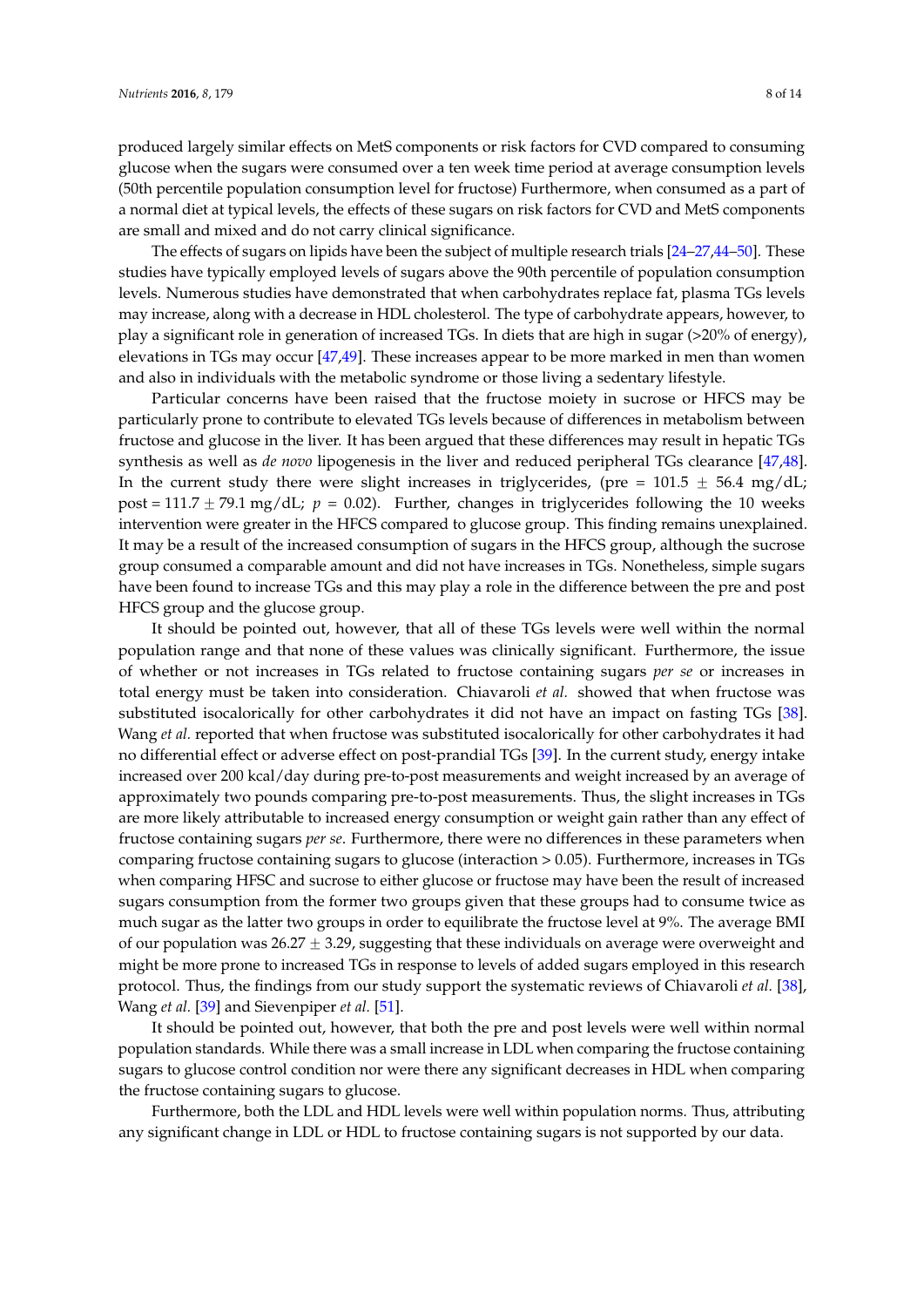produced largely similar effects on MetS components or risk factors for CVD compared to consuming glucose when the sugars were consumed over a ten week time period at average consumption levels (50th percentile population consumption level for fructose) Furthermore, when consumed as a part of a normal diet at typical levels, the effects of these sugars on risk factors for CVD and MetS components are small and mixed and do not carry clinical significance.

The effects of sugars on lipids have been the subject of multiple research trials [24–27,44–50]. These studies have typically employed levels of sugars above the 90th percentile of population consumption levels. Numerous studies have demonstrated that when carbohydrates replace fat, plasma TGs levels may increase, along with a decrease in HDL cholesterol. The type of carbohydrate appears, however, to play a significant role in generation of increased TGs. In diets that are high in sugar (>20% of energy), elevations in TGs may occur [47,49]. These increases appear to be more marked in men than women and also in individuals with the metabolic syndrome or those living a sedentary lifestyle.

Particular concerns have been raised that the fructose moiety in sucrose or HFCS may be particularly prone to contribute to elevated TGs levels because of differences in metabolism between fructose and glucose in the liver. It has been argued that these differences may result in hepatic TGs synthesis as well as *de novo* lipogenesis in the liver and reduced peripheral TGs clearance [47,48]. In the current study there were slight increases in triglycerides, (pre = $101.5 \pm 56.4$ mg/dL; post = $111.7 \pm 79.1$ mg/dL; $p = 0.02$). Further, changes in triglycerides following the 10 weeks intervention were greater in the HFCS compared to glucose group. This finding remains unexplained. It may be a result of the increased consumption of sugars in the HFCS group, although the sucrose group consumed a comparable amount and did not have increases in TGs. Nonetheless, simple sugars have been found to increase TGs and this may play a role in the difference between the pre and post HFCS group and the glucose group.

It should be pointed out, however, that all of these TGs levels were well within the normal population range and that none of these values was clinically significant. Furthermore, the issue of whether or not increases in TGs related to fructose containing sugars *per se* or increases in total energy must be taken into consideration. Chiavaroli *et al.* showed that when fructose was substituted isocalorically for other carbohydrates it did not have an impact on fasting TGs [38]. Wang *et al.* reported that when fructose was substituted isocalorically for other carbohydrates it had no differential effect or adverse effect on post-prandial TGs [39]. In the current study, energy intake increased over 200 kcal/day during pre-to-post measurements and weight increased by an average of approximately two pounds comparing pre-to-post measurements. Thus, the slight increases in TGs are more likely attributable to increased energy consumption or weight gain rather than any effect of fructose containing sugars *per se*. Furthermore, there were no differences in these parameters when comparing fructose containing sugars to glucose (interaction > 0.05). Furthermore, increases in TGs when comparing HFSC and sucrose to either glucose or fructose may have been the result of increased sugars consumption from the former two groups given that these groups had to consume twice as much sugar as the latter two groups in order to equilibrate the fructose level at 9%. The average BMI of our population was $26.27 \pm 3.29$, suggesting that these individuals on average were overweight and might be more prone to increased TGs in response to levels of added sugars employed in this research protocol. Thus, the findings from our study support the systematic reviews of Chiavaroli *et al.* [38], Wang *et al.* [39] and Sievenpiper *et al.* [51].

It should be pointed out, however, that both the pre and post levels were well within normal population standards. While there was a small increase in LDL when comparing the fructose containing sugars to glucose control condition nor were there any significant decreases in HDL when comparing the fructose containing sugars to glucose.

Furthermore, both the LDL and HDL levels were well within population norms. Thus, attributing any significant change in LDL or HDL to fructose containing sugars is not supported by our data.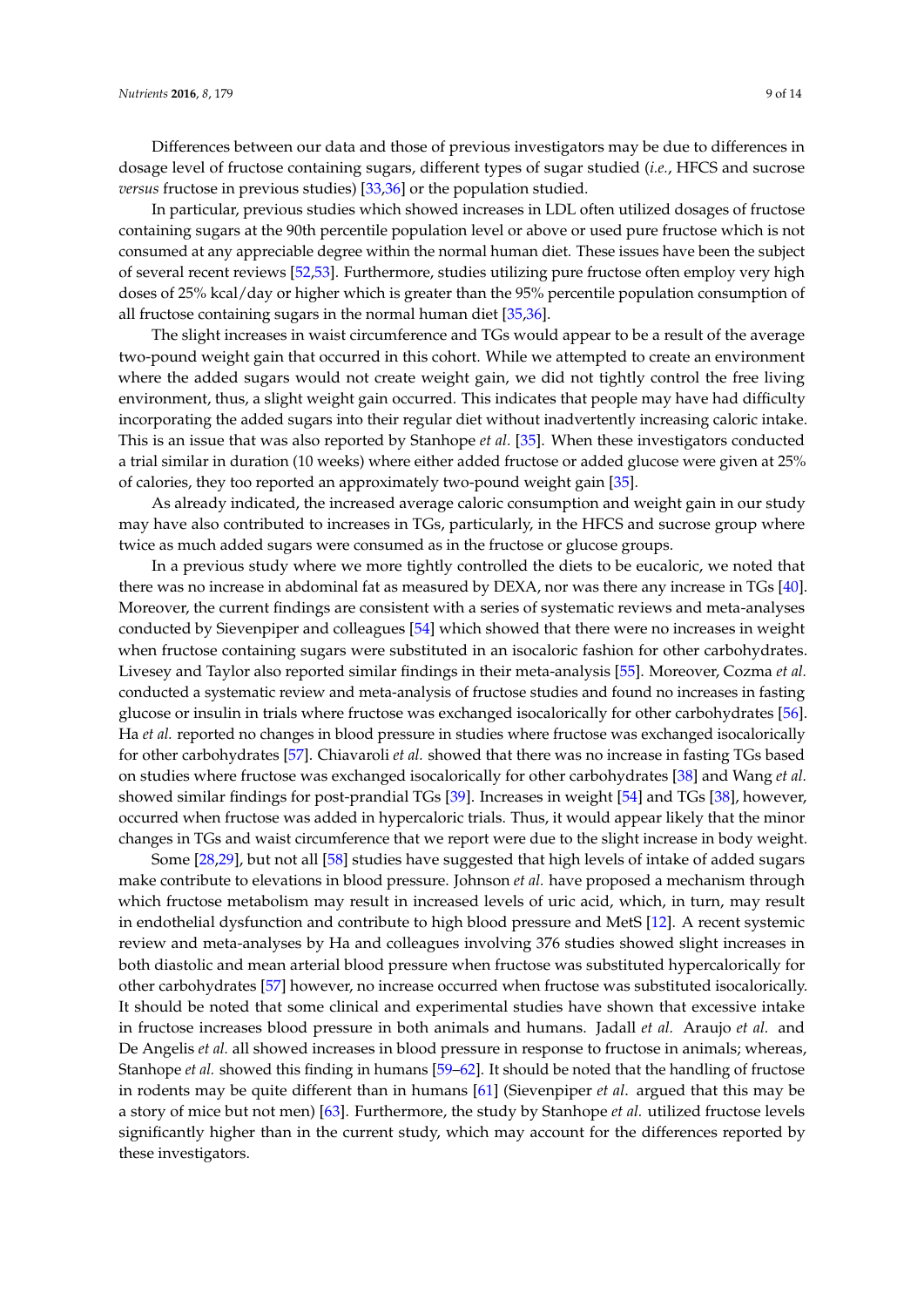Differences between our data and those of previous investigators may be due to differences in dosage level of fructose containing sugars, different types of sugar studied (*i.e.*, HFCS and sucrose *versus* fructose in previous studies) [33,36] or the population studied.

In particular, previous studies which showed increases in LDL often utilized dosages of fructose containing sugars at the 90th percentile population level or above or used pure fructose which is not consumed at any appreciable degree within the normal human diet. These issues have been the subject of several recent reviews [52,53]. Furthermore, studies utilizing pure fructose often employ very high doses of 25% kcal/day or higher which is greater than the 95% percentile population consumption of all fructose containing sugars in the normal human diet [35,36].

The slight increases in waist circumference and TGs would appear to be a result of the average two-pound weight gain that occurred in this cohort. While we attempted to create an environment where the added sugars would not create weight gain, we did not tightly control the free living environment, thus, a slight weight gain occurred. This indicates that people may have had difficulty incorporating the added sugars into their regular diet without inadvertently increasing caloric intake. This is an issue that was also reported by Stanhope *et al.* [35]. When these investigators conducted a trial similar in duration (10 weeks) where either added fructose or added glucose were given at 25% of calories, they too reported an approximately two-pound weight gain [35].

As already indicated, the increased average caloric consumption and weight gain in our study may have also contributed to increases in TGs, particularly, in the HFCS and sucrose group where twice as much added sugars were consumed as in the fructose or glucose groups.

In a previous study where we more tightly controlled the diets to be eucaloric, we noted that there was no increase in abdominal fat as measured by DEXA, nor was there any increase in TGs [40]. Moreover, the current findings are consistent with a series of systematic reviews and meta-analyses conducted by Sievenpiper and colleagues [54] which showed that there were no increases in weight when fructose containing sugars were substituted in an isocaloric fashion for other carbohydrates. Livesey and Taylor also reported similar findings in their meta-analysis [55]. Moreover, Cozma *et al.* conducted a systematic review and meta-analysis of fructose studies and found no increases in fasting glucose or insulin in trials where fructose was exchanged isocalorically for other carbohydrates [56]. Ha *et al.* reported no changes in blood pressure in studies where fructose was exchanged isocalorically for other carbohydrates [57]. Chiavaroli *et al.* showed that there was no increase in fasting TGs based on studies where fructose was exchanged isocalorically for other carbohydrates [38] and Wang *et al.* showed similar findings for post-prandial TGs [39]. Increases in weight [54] and TGs [38], however, occurred when fructose was added in hypercaloric trials. Thus, it would appear likely that the minor changes in TGs and waist circumference that we report were due to the slight increase in body weight.

Some [28,29], but not all [58] studies have suggested that high levels of intake of added sugars make contribute to elevations in blood pressure. Johnson *et al.* have proposed a mechanism through which fructose metabolism may result in increased levels of uric acid, which, in turn, may result in endothelial dysfunction and contribute to high blood pressure and MetS [12]. A recent systemic review and meta-analyses by Ha and colleagues involving 376 studies showed slight increases in both diastolic and mean arterial blood pressure when fructose was substituted hypercalorically for other carbohydrates [57] however, no increase occurred when fructose was substituted isocalorically. It should be noted that some clinical and experimental studies have shown that excessive intake in fructose increases blood pressure in both animals and humans. Jadall *et al.* Araujo *et al.* and De Angelis *et al.* all showed increases in blood pressure in response to fructose in animals; whereas, Stanhope *et al.* showed this finding in humans [59–62]. It should be noted that the handling of fructose in rodents may be quite different than in humans [61] (Sievenpiper *et al*. argued that this may be a story of mice but not men) [63]. Furthermore, the study by Stanhope *et al.* utilized fructose levels significantly higher than in the current study, which may account for the differences reported by these investigators.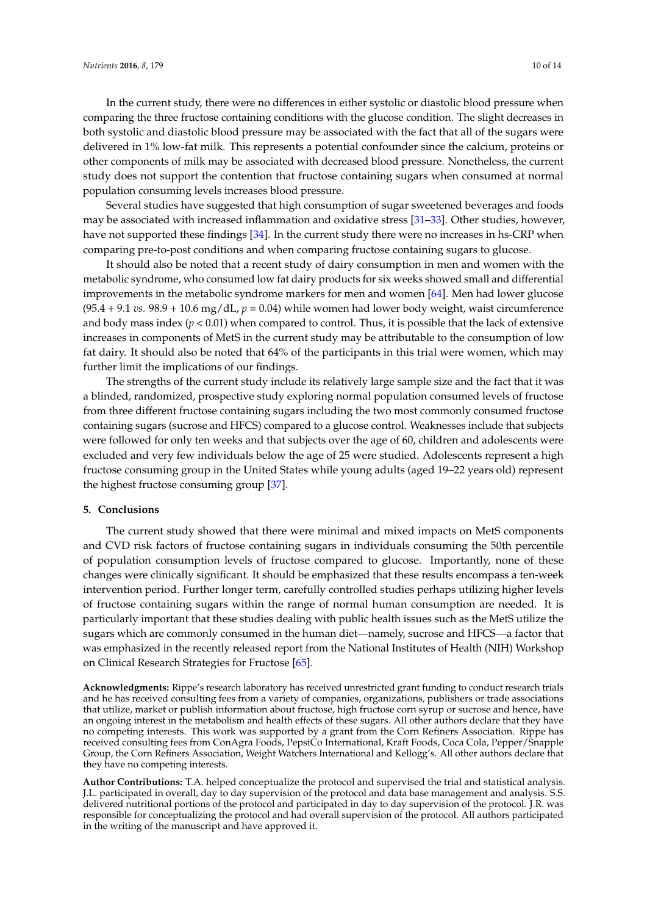In the current study, there were no differences in either systolic or diastolic blood pressure when comparing the three fructose containing conditions with the glucose condition. The slight decreases in both systolic and diastolic blood pressure may be associated with the fact that all of the sugars were delivered in 1% low-fat milk. This represents a potential confounder since the calcium, proteins or other components of milk may be associated with decreased blood pressure. Nonetheless, the current study does not support the contention that fructose containing sugars when consumed at normal population consuming levels increases blood pressure.

Several studies have suggested that high consumption of sugar sweetened beverages and foods may be associated with increased inflammation and oxidative stress [31–33]. Other studies, however, have not supported these findings [34]. In the current study there were no increases in hs-CRP when comparing pre-to-post conditions and when comparing fructose containing sugars to glucose.

It should also be noted that a recent study of dairy consumption in men and women with the metabolic syndrome, who consumed low fat dairy products for six weeks showed small and differential improvements in the metabolic syndrome markers for men and women [64]. Men had lower glucose (95.4 + 9.1 *vs.* 98.9 + 10.6 mg/dL, $p = 0.04$) while women had lower body weight, waist circumference and body mass index ($p < 0.01$) when compared to control. Thus, it is possible that the lack of extensive increases in components of MetS in the current study may be attributable to the consumption of low fat dairy. It should also be noted that 64% of the participants in this trial were women, which may further limit the implications of our findings.

The strengths of the current study include its relatively large sample size and the fact that it was a blinded, randomized, prospective study exploring normal population consumed levels of fructose from three different fructose containing sugars including the two most commonly consumed fructose containing sugars (sucrose and HFCS) compared to a glucose control. Weaknesses include that subjects were followed for only ten weeks and that subjects over the age of 60, children and adolescents were excluded and very few individuals below the age of 25 were studied. Adolescents represent a high fructose consuming group in the United States while young adults (aged 19–22 years old) represent the highest fructose consuming group [37].

## 5. Conclusions

The current study showed that there were minimal and mixed impacts on MetS components and CVD risk factors of fructose containing sugars in individuals consuming the 50th percentile of population consumption levels of fructose compared to glucose. Importantly, none of these changes were clinically significant. It should be emphasized that these results encompass a ten-week intervention period. Further longer term, carefully controlled studies perhaps utilizing higher levels of fructose containing sugars within the range of normal human consumption are needed. It is particularly important that these studies dealing with public health issues such as the MetS utilize the sugars which are commonly consumed in the human diet—namely, sucrose and HFCS—a factor that was emphasized in the recently released report from the National Institutes of Health (NIH) Workshop on Clinical Research Strategies for Fructose [65].

**Acknowledgments:** Rippe's research laboratory has received unrestricted grant funding to conduct research trials and he has received consulting fees from a variety of companies, organizations, publishers or trade associations that utilize, market or publish information about fructose, high fructose corn syrup or sucrose and hence, have an ongoing interest in the metabolism and health effects of these sugars. All other authors declare that they have no competing interests. This work was supported by a grant from the Corn Refiners Association. Rippe has received consulting fees from ConAgra Foods, PepsiCo International, Kraft Foods, Coca Cola, Pepper/Snapple Group, the Corn Refiners Association, Weight Watchers International and Kellogg's. All other authors declare that they have no competing interests.

**Author Contributions:** T.A. helped conceptualize the protocol and supervised the trial and statistical analysis. J.L. participated in overall, day to day supervision of the protocol and data base management and analysis. S.S. delivered nutritional portions of the protocol and participated in day to day supervision of the protocol. J.R. was responsible for conceptualizing the protocol and had overall supervision of the protocol. All authors participated in the writing of the manuscript and have approved it.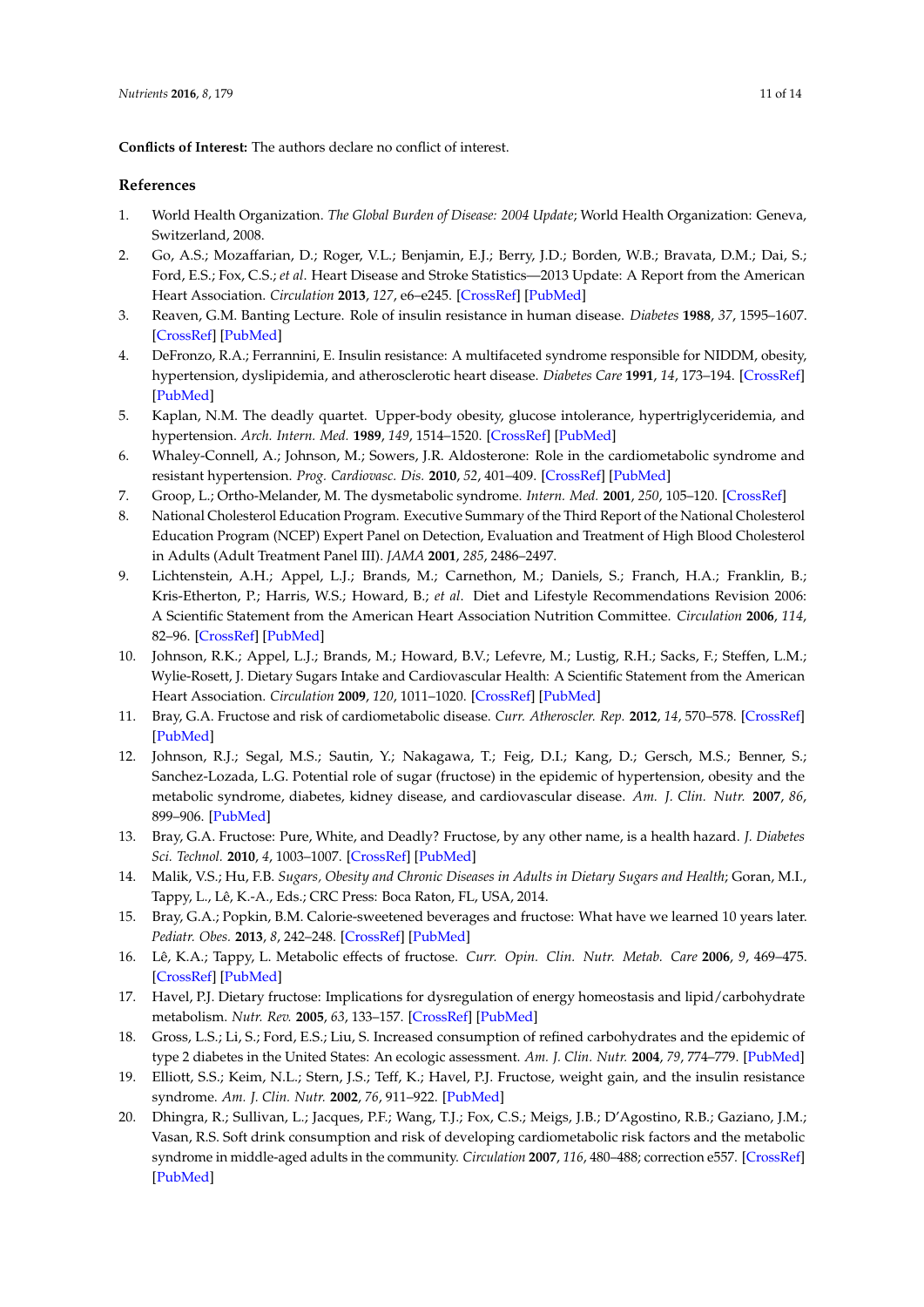**Conflicts of Interest:** The authors declare no conflict of interest.

## References

1. World Health Organization. *The Global Burden of Disease: 2004 Update*; World Health Organization: Geneva, Switzerland, 2008.
2. Go, A.S.; Mozaffarian, D.; Roger, V.L.; Benjamin, E.J.; Berry, J.D.; Borden, W.B.; Bravata, D.M.; Dai, S.; Ford, E.S.; Fox, C.S.; *et al.* Heart Disease and Stroke Statistics—2013 Update: A Report from the American Heart Association. *Circulation* **2013**, *127*, e6–e245. [CrossRef] [PubMed]
3. Reaven, G.M. Banting Lecture. Role of insulin resistance in human disease. *Diabetes* **1988**, *37*, 1595–1607. [CrossRef] [PubMed]
4. DeFronzo, R.A.; Ferrannini, E. Insulin resistance: A multifaceted syndrome responsible for NIDDM, obesity, hypertension, dyslipidemia, and atherosclerotic heart disease. *Diabetes Care* **1991**, *14*, 173–194. [CrossRef] [PubMed]
5. Kaplan, N.M. The deadly quartet. Upper-body obesity, glucose intolerance, hypertriglyceridemia, and hypertension. *Arch. Intern. Med.* **1989**, *149*, 1514–1520. [CrossRef] [PubMed]
6. Whaley-Connell, A.; Johnson, M.; Sowers, J.R. Aldosterone: Role in the cardiometabolic syndrome and resistant hypertension. *Prog. Cardiovasc. Dis.* **2010**, *52*, 401–409. [CrossRef] [PubMed]
7. Groop, L.; Ortho-Melander, M. The dysmetabolic syndrome. *Intern. Med.* **2001**, *250*, 105–120. [CrossRef]
8. National Cholesterol Education Program. Executive Summary of the Third Report of the National Cholesterol Education Program (NCEP) Expert Panel on Detection, Evaluation and Treatment of High Blood Cholesterol in Adults (Adult Treatment Panel III). *JAMA* **2001**, *285*, 2486–2497.
9. Lichtenstein, A.H.; Appel, L.J.; Brands, M.; Carnethon, M.; Daniels, S.; Franch, H.A.; Franklin, B.; Kris-Etherton, P.; Harris, W.S.; Howard, B.; *et al.* Diet and Lifestyle Recommendations Revision 2006: A Scientific Statement from the American Heart Association Nutrition Committee. *Circulation* **2006**, *114*, 82–96. [CrossRef] [PubMed]
10. Johnson, R.K.; Appel, L.J.; Brands, M.; Howard, B.V.; Lefevre, M.; Lustig, R.H.; Sacks, F.; Steffen, L.M.; Wylie-Rosett, J. Dietary Sugars Intake and Cardiovascular Health: A Scientific Statement from the American Heart Association. *Circulation* **2009**, *120*, 1011–1020. [CrossRef] [PubMed]
11. Bray, G.A. Fructose and risk of cardiometabolic disease. *Curr. Atheroscler. Rep.* **2012**, *14*, 570–578. [CrossRef] [PubMed]
12. Johnson, R.J.; Segal, M.S.; Sautin, Y.; Nakagawa, T.; Feig, D.I.; Kang, D.; Gersch, M.S.; Benner, S.; Sanchez-Lozada, L.G. Potential role of sugar (fructose) in the epidemic of hypertension, obesity and the metabolic syndrome, diabetes, kidney disease, and cardiovascular disease. *Am. J. Clin. Nutr.* **2007**, *86*, 899–906. [PubMed]
13. Bray, G.A. Fructose: Pure, White, and Deadly? Fructose, by any other name, is a health hazard. *J. Diabetes Sci. Technol.* **2010**, *4*, 1003–1007. [CrossRef] [PubMed]
14. Malik, V.S.; Hu, F.B. *Sugars, Obesity and Chronic Diseases in Adults in Dietary Sugars and Health*; Goran, M.I., Tappy, L., Lê, K.-A., Eds.; CRC Press: Boca Raton, FL, USA, 2014.
15. Bray, G.A.; Popkin, B.M. Calorie-sweetened beverages and fructose: What have we learned 10 years later. *Pediatr. Obes.* **2013**, *8*, 242–248. [CrossRef] [PubMed]
16. Lê, K.A.; Tappy, L. Metabolic effects of fructose. *Curr. Opin. Clin. Nutr. Metab. Care* **2006**, *9*, 469–475. [CrossRef] [PubMed]
17. Havel, P.J. Dietary fructose: Implications for dysregulation of energy homeostasis and lipid/carbohydrate metabolism. *Nutr. Rev.* **2005**, *63*, 133–157. [CrossRef] [PubMed]
18. Gross, L.S.; Li, S.; Ford, E.S.; Liu, S. Increased consumption of refined carbohydrates and the epidemic of type 2 diabetes in the United States: An ecologic assessment. *Am. J. Clin. Nutr.* **2004**, *79*, 774–779. [PubMed]
19. Elliott, S.S.; Keim, N.L.; Stern, J.S.; Teff, K.; Havel, P.J. Fructose, weight gain, and the insulin resistance syndrome. *Am. J. Clin. Nutr.* **2002**, *76*, 911–922. [PubMed]
20. Dhingra, R.; Sullivan, L.; Jacques, P.F.; Wang, T.J.; Fox, C.S.; Meigs, J.B.; D'Agostino, R.B.; Gaziano, J.M.; Vasan, R.S. Soft drink consumption and risk of developing cardiometabolic risk factors and the metabolic syndrome in middle-aged adults in the community. *Circulation* **2007**, *116*, 480–488; correction e557. [CrossRef] [PubMed]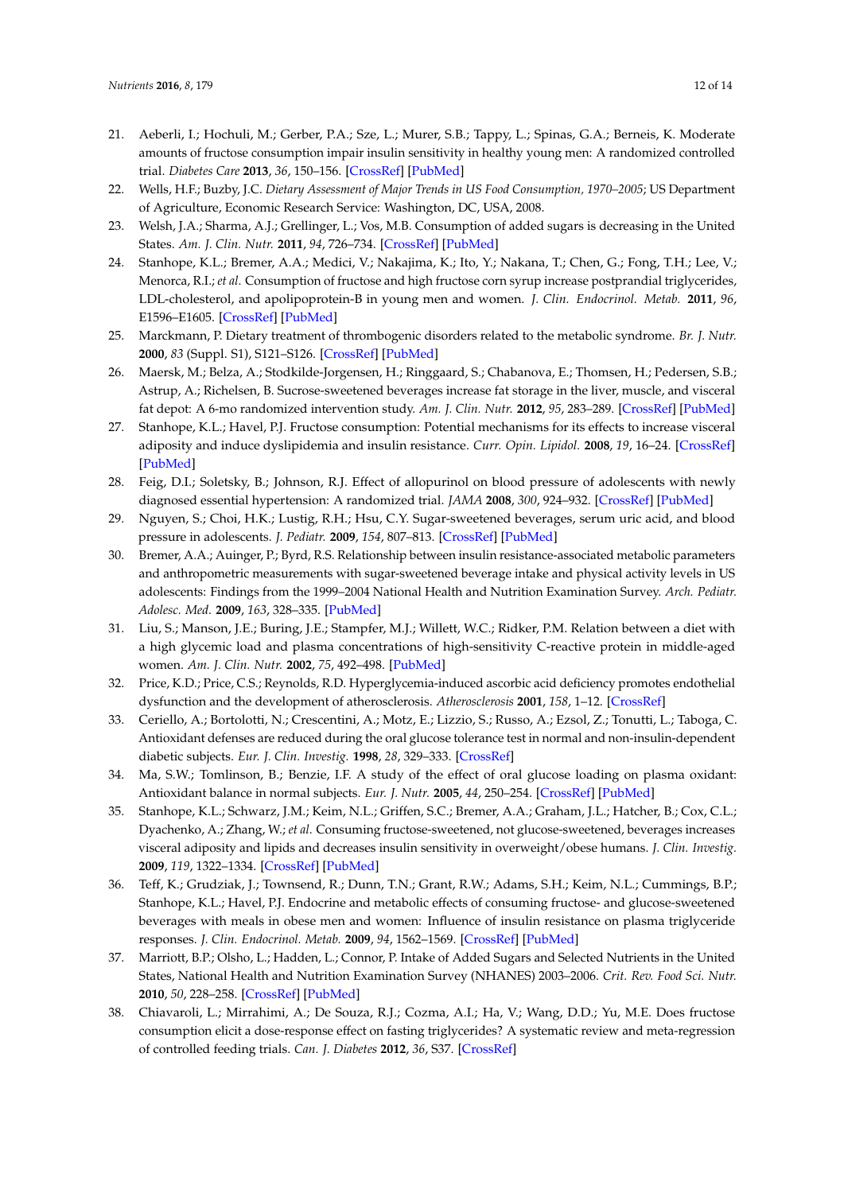21. Aeberli, I.; Hochuli, M.; Gerber, P.A.; Sze, L.; Murer, S.B.; Tappy, L.; Spinas, G.A.; Berneis, K. Moderate amounts of fructose consumption impair insulin sensitivity in healthy young men: A randomized controlled trial. *Diabetes Care* **2013**, *36*, 150–156. [CrossRef] [PubMed]
22. Wells, H.F.; Buzby, J.C. *Dietary Assessment of Major Trends in US Food Consumption, 1970–2005*; US Department of Agriculture, Economic Research Service: Washington, DC, USA, 2008.
23. Welsh, J.A.; Sharma, A.J.; Grellinger, L.; Vos, M.B. Consumption of added sugars is decreasing in the United States. *Am. J. Clin. Nutr.* **2011**, *94*, 726–734. [CrossRef] [PubMed]
24. Stanhope, K.L.; Bremer, A.A.; Medici, V.; Nakajima, K.; Ito, Y.; Nakana, T.; Chen, G.; Fong, T.H.; Lee, V.; Menorca, R.I.; *et al.* Consumption of fructose and high fructose corn syrup increase postprandial triglycerides, LDL-cholesterol, and apolipoprotein-B in young men and women. *J. Clin. Endocrinol. Metab.* **2011**, *96*, E1596–E1605. [CrossRef] [PubMed]
25. Marckmann, P. Dietary treatment of thrombogenic disorders related to the metabolic syndrome. *Br. J. Nutr.* **2000**, *83* (Suppl. S1), S121–S126. [CrossRef] [PubMed]
26. Maersk, M.; Belza, A.; Stodkilde-Jorgensen, H.; Ringgaard, S.; Chabanova, E.; Thomsen, H.; Pedersen, S.B.; Astrup, A.; Richelsen, B. Sucrose-sweetened beverages increase fat storage in the liver, muscle, and visceral fat depot: A 6-mo randomized intervention study. *Am. J. Clin. Nutr.* **2012**, *95*, 283–289. [CrossRef] [PubMed]
27. Stanhope, K.L.; Havel, P.J. Fructose consumption: Potential mechanisms for its effects to increase visceral adiposity and induce dyslipidemia and insulin resistance. *Curr. Opin. Lipidol.* **2008**, *19*, 16–24. [CrossRef] [PubMed]
28. Feig, D.I.; Soletsky, B.; Johnson, R.J. Effect of allopurinol on blood pressure of adolescents with newly diagnosed essential hypertension: A randomized trial. *JAMA* **2008**, *300*, 924–932. [CrossRef] [PubMed]
29. Nguyen, S.; Choi, H.K.; Lustig, R.H.; Hsu, C.Y. Sugar-sweetened beverages, serum uric acid, and blood pressure in adolescents. *J. Pediatr.* **2009**, *154*, 807–813. [CrossRef] [PubMed]
30. Bremer, A.A.; Auinger, P.; Byrd, R.S. Relationship between insulin resistance-associated metabolic parameters and anthropometric measurements with sugar-sweetened beverage intake and physical activity levels in US adolescents: Findings from the 1999–2004 National Health and Nutrition Examination Survey. *Arch. Pediatr. Adolesc. Med.* **2009**, *163*, 328–335. [PubMed]
31. Liu, S.; Manson, J.E.; Buring, J.E.; Stampfer, M.J.; Willett, W.C.; Ridker, P.M. Relation between a diet with a high glycemic load and plasma concentrations of high-sensitivity C-reactive protein in middle-aged women. *Am. J. Clin. Nutr.* **2002**, *75*, 492–498. [PubMed]
32. Price, K.D.; Price, C.S.; Reynolds, R.D. Hyperglycemia-induced ascorbic acid deficiency promotes endothelial dysfunction and the development of atherosclerosis. *Atherosclerosis* **2001**, *158*, 1–12. [CrossRef]
33. Ceriello, A.; Bortolotti, N.; Crescentini, A.; Motz, E.; Lizzio, S.; Russo, A.; Ezsol, Z.; Tonutti, L.; Taboga, C. Antioxidant defenses are reduced during the oral glucose tolerance test in normal and non-insulin-dependent diabetic subjects. *Eur. J. Clin. Investig.* **1998**, *28*, 329–333. [CrossRef]
34. Ma, S.W.; Tomlinson, B.; Benzie, I.F. A study of the effect of oral glucose loading on plasma oxidant: Antioxidant balance in normal subjects. *Eur. J. Nutr.* **2005**, *44*, 250–254. [CrossRef] [PubMed]
35. Stanhope, K.L.; Schwarz, J.M.; Keim, N.L.; Griffen, S.C.; Bremer, A.A.; Graham, J.L.; Hatcher, B.; Cox, C.L.; Dyachenko, A.; Zhang, W.; *et al.* Consuming fructose-sweetened, not glucose-sweetened, beverages increases visceral adiposity and lipids and decreases insulin sensitivity in overweight/obese humans. *J. Clin. Investig.* **2009**, *119*, 1322–1334. [CrossRef] [PubMed]
36. Teff, K.; Grudziak, J.; Townsend, R.; Dunn, T.N.; Grant, R.W.; Adams, S.H.; Keim, N.L.; Cummings, B.P.; Stanhope, K.L.; Havel, P.J. Endocrine and metabolic effects of consuming fructose- and glucose-sweetened beverages with meals in obese men and women: Influence of insulin resistance on plasma triglyceride responses. *J. Clin. Endocrinol. Metab.* **2009**, *94*, 1562–1569. [CrossRef] [PubMed]
37. Marriott, B.P.; Olsho, L.; Hadden, L.; Connor, P. Intake of Added Sugars and Selected Nutrients in the United States, National Health and Nutrition Examination Survey (NHANES) 2003–2006. *Crit. Rev. Food Sci. Nutr.* **2010**, *50*, 228–258. [CrossRef] [PubMed]
38. Chiavaroli, L.; Mirrahimi, A.; De Souza, R.J.; Cozma, A.I.; Ha, V.; Wang, D.D.; Yu, M.E. Does fructose consumption elicit a dose-response effect on fasting triglycerides? A systematic review and meta-regression of controlled feeding trials. *Can. J. Diabetes* **2012**, *36*, S37. [CrossRef]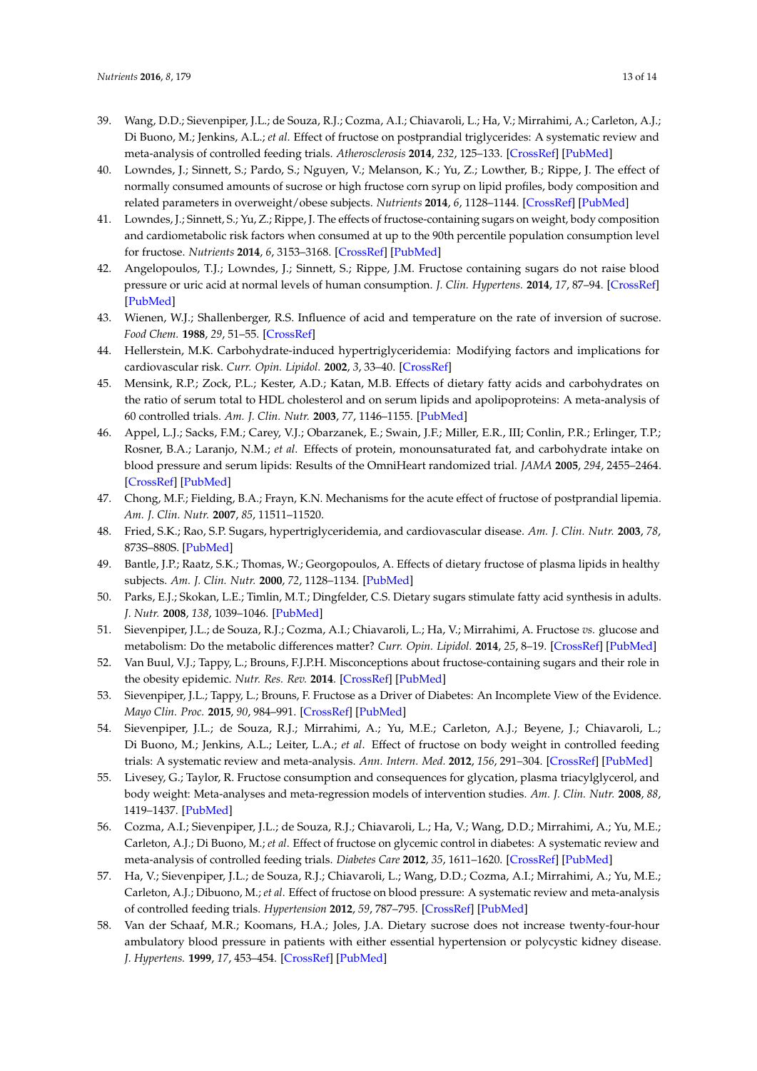39. Wang, D.D.; Sievenpiper, J.L.; de Souza, R.J.; Cozma, A.I.; Chiavaroli, L.; Ha, V.; Mirrahimi, A.; Carleton, A.J.; Di Buono, M.; Jenkins, A.L.; *et al*. Effect of fructose on postprandial triglycerides: A systematic review and meta-analysis of controlled feeding trials. *Atherosclerosis* **2014**, *232*, 125–133. [CrossRef] [PubMed]
40. Lowndes, J.; Sinnett, S.; Pardo, S.; Nguyen, V.; Melanson, K.; Yu, Z.; Lowther, B.; Rippe, J. The effect of normally consumed amounts of sucrose or high fructose corn syrup on lipid profiles, body composition and related parameters in overweight/obese subjects. *Nutrients* **2014**, *6*, 1128–1144. [CrossRef] [PubMed]
41. Lowndes, J.; Sinnett, S.; Yu, Z.; Rippe, J. The effects of fructose-containing sugars on weight, body composition and cardiometabolic risk factors when consumed at up to the 90th percentile population consumption level for fructose. *Nutrients* **2014**, *6*, 3153–3168. [CrossRef] [PubMed]
42. Angelopoulos, T.J.; Lowndes, J.; Sinnett, S.; Rippe, J.M. Fructose containing sugars do not raise blood pressure or uric acid at normal levels of human consumption. *J. Clin. Hypertens.* **2014**, *17*, 87–94. [CrossRef] [PubMed]
43. Wienen, W.J.; Shallenberger, R.S. Influence of acid and temperature on the rate of inversion of sucrose. *Food Chem.* **1988**, *29*, 51–55. [CrossRef]
44. Hellerstein, M.K. Carbohydrate-induced hypertriglyceridemia: Modifying factors and implications for cardiovascular risk. *Curr. Opin. Lipidol.* **2002**, *3*, 33–40. [CrossRef]
45. Mensink, R.P.; Zock, P.L.; Kester, A.D.; Katan, M.B. Effects of dietary fatty acids and carbohydrates on the ratio of serum total to HDL cholesterol and on serum lipids and apolipoproteins: A meta-analysis of 60 controlled trials. *Am. J. Clin. Nutr.* **2003**, *77*, 1146–1155. [PubMed]
46. Appel, L.J.; Sacks, F.M.; Carey, V.J.; Obarzanek, E.; Swain, J.F.; Miller, E.R., III; Conlin, P.R.; Erlinger, T.P.; Rosner, B.A.; Laranjo, N.M.; *et al*. Effects of protein, monounsaturated fat, and carbohydrate intake on blood pressure and serum lipids: Results of the OmniHeart randomized trial. *JAMA* **2005**, *294*, 2455–2464. [CrossRef] [PubMed]
47. Chong, M.F.; Fielding, B.A.; Frayn, K.N. Mechanisms for the acute effect of fructose of postprandial lipemia. *Am. J. Clin. Nutr.* **2007**, *85*, 11511–11520.
48. Fried, S.K.; Rao, S.P. Sugars, hypertriglyceridemia, and cardiovascular disease. *Am. J. Clin. Nutr.* **2003**, *78*, 873S–880S. [PubMed]
49. Bantle, J.P.; Raatz, S.K.; Thomas, W.; Georgopoulos, A. Effects of dietary fructose of plasma lipids in healthy subjects. *Am. J. Clin. Nutr.* **2000**, *72*, 1128–1134. [PubMed]
50. Parks, E.J.; Skokan, L.E.; Timlin, M.T.; Dingfelder, C.S. Dietary sugars stimulate fatty acid synthesis in adults. *J. Nutr.* **2008**, *138*, 1039–1046. [PubMed]
51. Sievenpiper, J.L.; de Souza, R.J.; Cozma, A.I.; Chiavaroli, L.; Ha, V.; Mirrahimi, A. Fructose *vs.* glucose and metabolism: Do the metabolic differences matter? *Curr. Opin. Lipidol.* **2014**, *25*, 8–19. [CrossRef] [PubMed]
52. Van Buul, V.J.; Tappy, L.; Brouns, F.J.P.H. Misconceptions about fructose-containing sugars and their role in the obesity epidemic. *Nutr. Res. Rev.* **2014**. [CrossRef] [PubMed]
53. Sievenpiper, J.L.; Tappy, L.; Brouns, F. Fructose as a Driver of Diabetes: An Incomplete View of the Evidence. *Mayo Clin. Proc.* **2015**, *90*, 984–991. [CrossRef] [PubMed]
54. Sievenpiper, J.L.; de Souza, R.J.; Mirrahimi, A.; Yu, M.E.; Carleton, A.J.; Beyene, J.; Chiavaroli, L.; Di Buono, M.; Jenkins, A.L.; Leiter, L.A.; *et al*. Effect of fructose on body weight in controlled feeding trials: A systematic review and meta-analysis. *Ann. Intern. Med.* **2012**, *156*, 291–304. [CrossRef] [PubMed]
55. Livesey, G.; Taylor, R. Fructose consumption and consequences for glycation, plasma triacylglycerol, and body weight: Meta-analyses and meta-regression models of intervention studies. *Am. J. Clin. Nutr.* **2008**, *88*, 1419–1437. [PubMed]
56. Cozma, A.I.; Sievenpiper, J.L.; de Souza, R.J.; Chiavaroli, L.; Ha, V.; Wang, D.D.; Mirrahimi, A.; Yu, M.E.; Carleton, A.J.; Di Buono, M.; *et al*. Effect of fructose on glycemic control in diabetes: A systematic review and meta-analysis of controlled feeding trials. *Diabetes Care* **2012**, *35*, 1611–1620. [CrossRef] [PubMed]
57. Ha, V.; Sievenpiper, J.L.; de Souza, R.J.; Chiavaroli, L.; Wang, D.D.; Cozma, A.I.; Mirrahimi, A.; Yu, M.E.; Carleton, A.J.; Dibuono, M.; *et al*. Effect of fructose on blood pressure: A systematic review and meta-analysis of controlled feeding trials. *Hypertension* **2012**, *59*, 787–795. [CrossRef] [PubMed]
58. Van der Schaaf, M.R.; Koomans, H.A.; Joles, J.A. Dietary sucrose does not increase twenty-four-hour ambulatory blood pressure in patients with either essential hypertension or polycystic kidney disease. *J. Hypertens.* **1999**, *17*, 453–454. [CrossRef] [PubMed]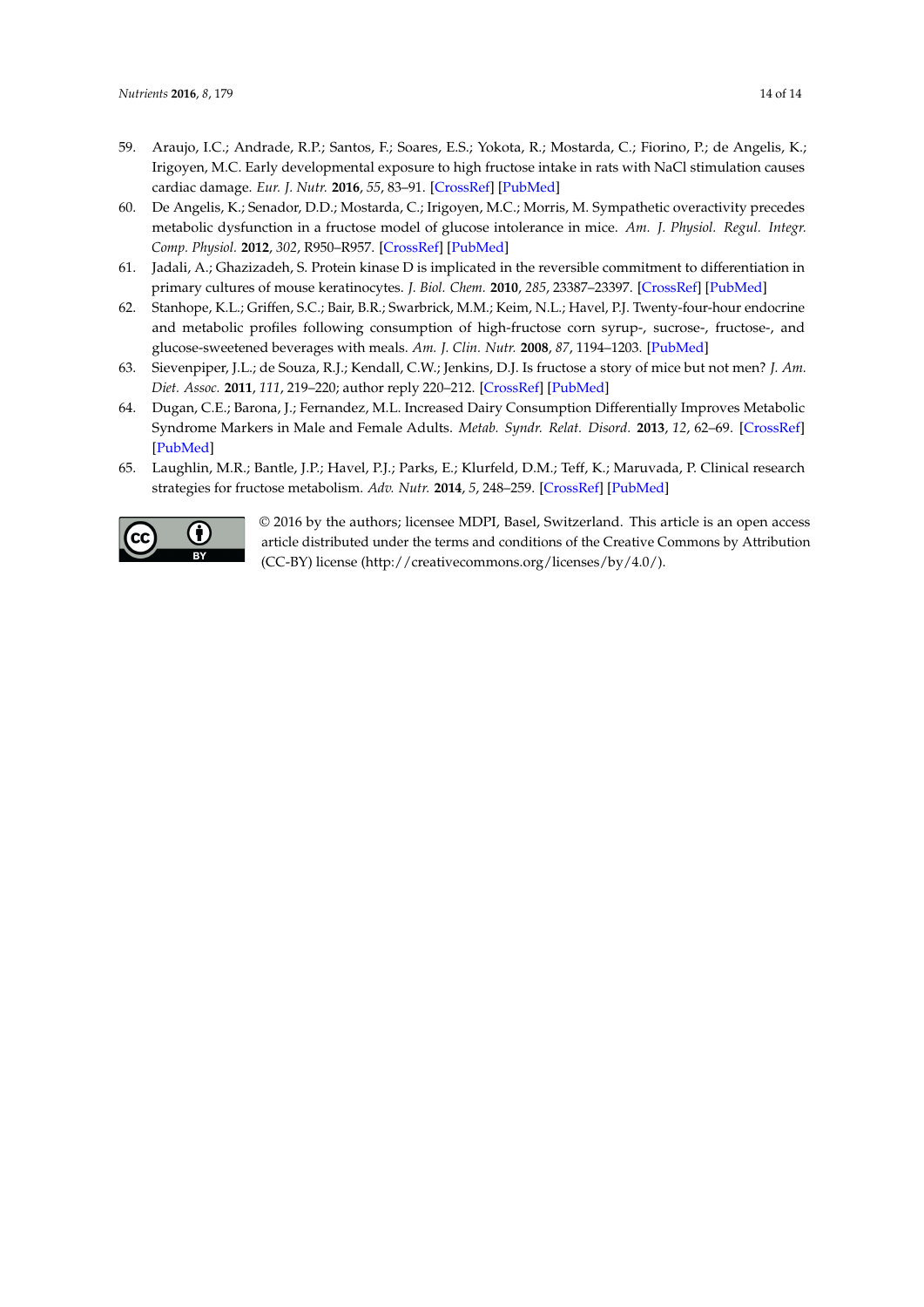59. Araujo, I.C.; Andrade, R.P.; Santos, F.; Soares, E.S.; Yokota, R.; Mostarda, C.; Fiorino, P.; de Angelis, K.; Irigoyen, M.C. Early developmental exposure to high fructose intake in rats with NaCl stimulation causes cardiac damage. *Eur. J. Nutr.* **2016**, *55*, 83–91. [CrossRef] [PubMed]
60. De Angelis, K.; Senador, D.D.; Mostarda, C.; Irigoyen, M.C.; Morris, M. Sympathetic overactivity precedes metabolic dysfunction in a fructose model of glucose intolerance in mice. *Am. J. Physiol. Regul. Integr. Comp. Physiol.* **2012**, *302*, R950–R957. [CrossRef] [PubMed]
61. Jadali, A.; Ghazizadeh, S. Protein kinase D is implicated in the reversible commitment to differentiation in primary cultures of mouse keratinocytes. *J. Biol. Chem.* **2010**, *285*, 23387–23397. [CrossRef] [PubMed]
62. Stanhope, K.L.; Griffen, S.C.; Bair, B.R.; Swarbrick, M.M.; Keim, N.L.; Havel, P.J. Twenty-four-hour endocrine and metabolic profiles following consumption of high-fructose corn syrup-, sucrose-, fructose-, and glucose-sweetened beverages with meals. *Am. J. Clin. Nutr.* **2008**, *87*, 1194–1203. [PubMed]
63. Sievenpiper, J.L.; de Souza, R.J.; Kendall, C.W.; Jenkins, D.J. Is fructose a story of mice but not men? *J. Am. Diet. Assoc.* **2011**, *111*, 219–220; author reply 220–212. [CrossRef] [PubMed]
64. Dugan, C.E.; Barona, J.; Fernandez, M.L. Increased Dairy Consumption Differentially Improves Metabolic Syndrome Markers in Male and Female Adults. *Metab. Syndr. Relat. Disord.* **2013**, *12*, 62–69. [CrossRef] [PubMed]
65. Laughlin, M.R.; Bantle, J.P.; Havel, P.J.; Parks, E.; Klurfeld, D.M.; Teff, K.; Maruvada, P. Clinical research strategies for fructose metabolism. *Adv. Nutr.* **2014**, *5*, 248–259. [CrossRef] [PubMed]

© 2016 by the authors; licensee MDPI, Basel, Switzerland. This article is an open access article distributed under the terms and conditions of the Creative Commons by Attribution (CC-BY) license (http://creativecommons.org/licenses/by/4.0/).